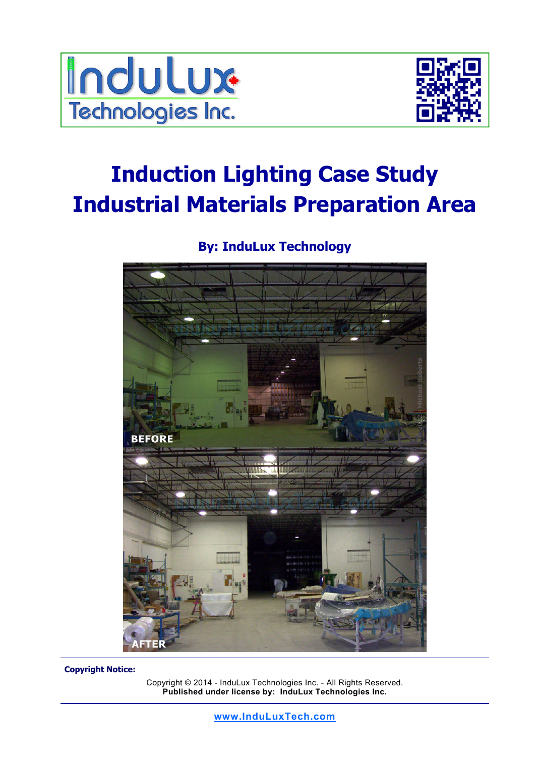InduLux Technologies Inc.

# Induction Lighting Case Study
# Industrial Materials Preparation Area

### By: InduLux Technology

BEFORE

AFTER

**Copyright Notice:**

Copyright © 2014 - InduLux Technologies Inc. - All Rights Reserved.
**Published under license by: InduLux Technologies Inc.**

**www.InduLuxTech.com**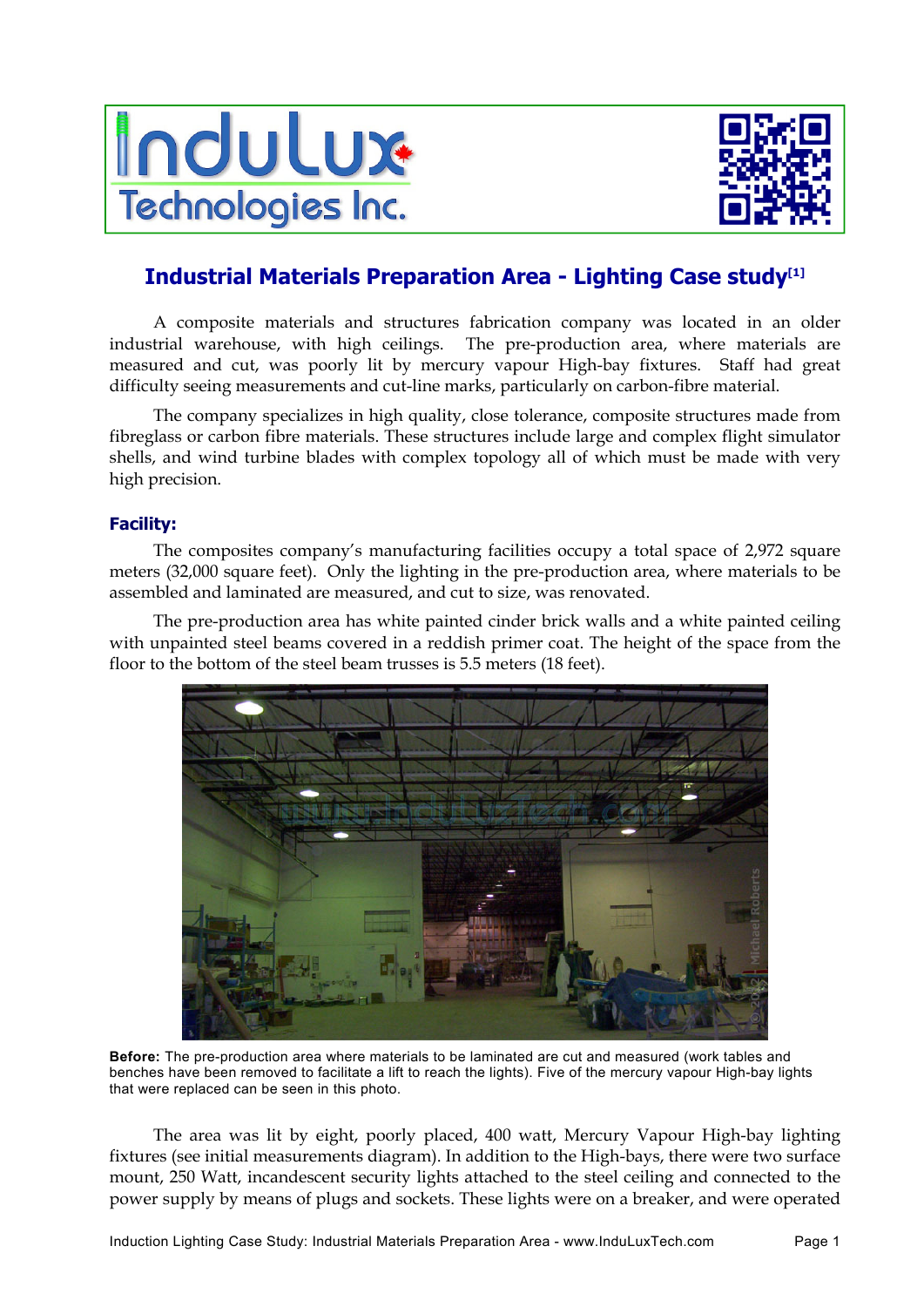# Industrial Materials Preparation Area - Lighting Case study[1]

A composite materials and structures fabrication company was located in an older industrial warehouse, with high ceilings. The pre-production area, where materials are measured and cut, was poorly lit by mercury vapour High-bay fixtures. Staff had great difficulty seeing measurements and cut-line marks, particularly on carbon-fibre material.

The company specializes in high quality, close tolerance, composite structures made from fibreglass or carbon fibre materials. These structures include large and complex flight simulator shells, and wind turbine blades with complex topology all of which must be made with very high precision.

## Facility:

The composites company's manufacturing facilities occupy a total space of 2,972 square meters (32,000 square feet). Only the lighting in the pre-production area, where materials to be assembled and laminated are measured, and cut to size, was renovated.

The pre-production area has white painted cinder brick walls and a white painted ceiling with unpainted steel beams covered in a reddish primer coat. The height of the space from the floor to the bottom of the steel beam trusses is 5.5 meters (18 feet).

**Before:** The pre-production area where materials to be laminated are cut and measured (work tables and benches have been removed to facilitate a lift to reach the lights). Five of the mercury vapour High-bay lights that were replaced can be seen in this photo.

The area was lit by eight, poorly placed, 400 watt, Mercury Vapour High-bay lighting fixtures (see initial measurements diagram). In addition to the High-bays, there were two surface mount, 250 Watt, incandescent security lights attached to the steel ceiling and connected to the power supply by means of plugs and sockets. These lights were on a breaker, and were operated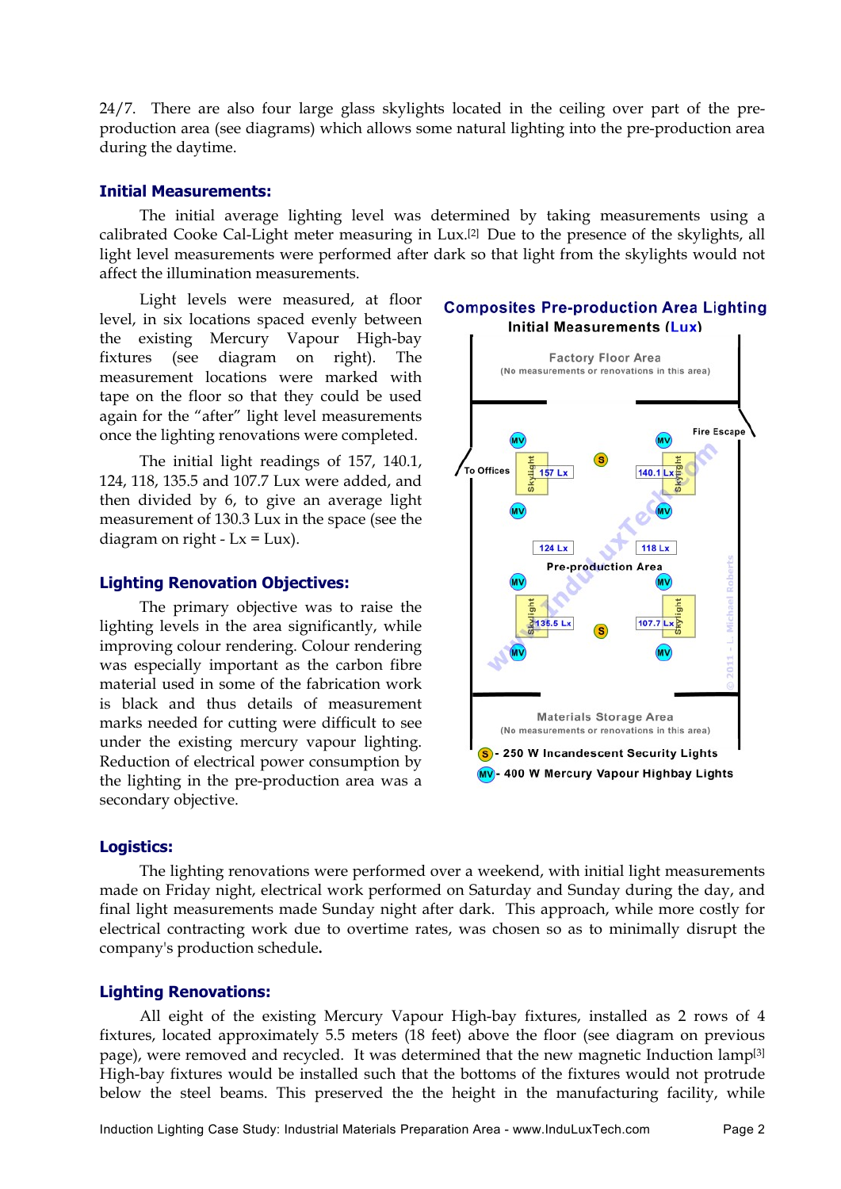24/7. There are also four large glass skylights located in the ceiling over part of the pre-production area (see diagrams) which allows some natural lighting into the pre-production area during the daytime.

## Initial Measurements:

The initial average lighting level was determined by taking measurements using a calibrated Cooke Cal-Light meter measuring in Lux.[2] Due to the presence of the skylights, all light level measurements were performed after dark so that light from the skylights would not affect the illumination measurements.

Light levels were measured, at floor level, in six locations spaced evenly between the existing Mercury Vapour High-bay fixtures (see diagram on right). The measurement locations were marked with tape on the floor so that they could be used again for the "after" light level measurements once the lighting renovations were completed.

The initial light readings of 157, 140.1, 124, 118, 135.5 and 107.7 Lux were added, and then divided by 6, to give an average light measurement of 130.3 Lux in the space (see the diagram on right - Lx = Lux).

**Composites Pre-production Area Lighting**
**Initial Measurements (Lux)**

Factory Floor Area
(No measurements or renovations in this area)

Fire Escape

To Offices

MV MV MV MV MV MV MV MV

S S

Skylight Skylight Skylight Skylight

157 Lx
140.1 Lx
124 Lx
118 Lx
Pre-production Area
135.5 Lx
107.7 Lx

Materials Storage Area
(No measurements or renovations in this area)

S - 250 W Incandescent Security Lights
MV - 400 W Mercury Vapour Highbay Lights

© 2011 - L. Michael Roberts

## Lighting Renovation Objectives:

The primary objective was to raise the lighting levels in the area significantly, while improving colour rendering. Colour rendering was especially important as the carbon fibre material used in some of the fabrication work is black and thus details of measurement marks needed for cutting were difficult to see under the existing mercury vapour lighting. Reduction of electrical power consumption by the lighting in the pre-production area was a secondary objective.

## Logistics:

The lighting renovations were performed over a weekend, with initial light measurements made on Friday night, electrical work performed on Saturday and Sunday during the day, and final light measurements made Sunday night after dark. This approach, while more costly for electrical contracting work due to overtime rates, was chosen so as to minimally disrupt the company's production schedule**.**

## Lighting Renovations:

All eight of the existing Mercury Vapour High-bay fixtures, installed as 2 rows of 4 fixtures, located approximately 5.5 meters (18 feet) above the floor (see diagram on previous page), were removed and recycled. It was determined that the new magnetic Induction lamp[3] High-bay fixtures would be installed such that the bottoms of the fixtures would not protrude below the steel beams. This preserved the the height in the manufacturing facility, while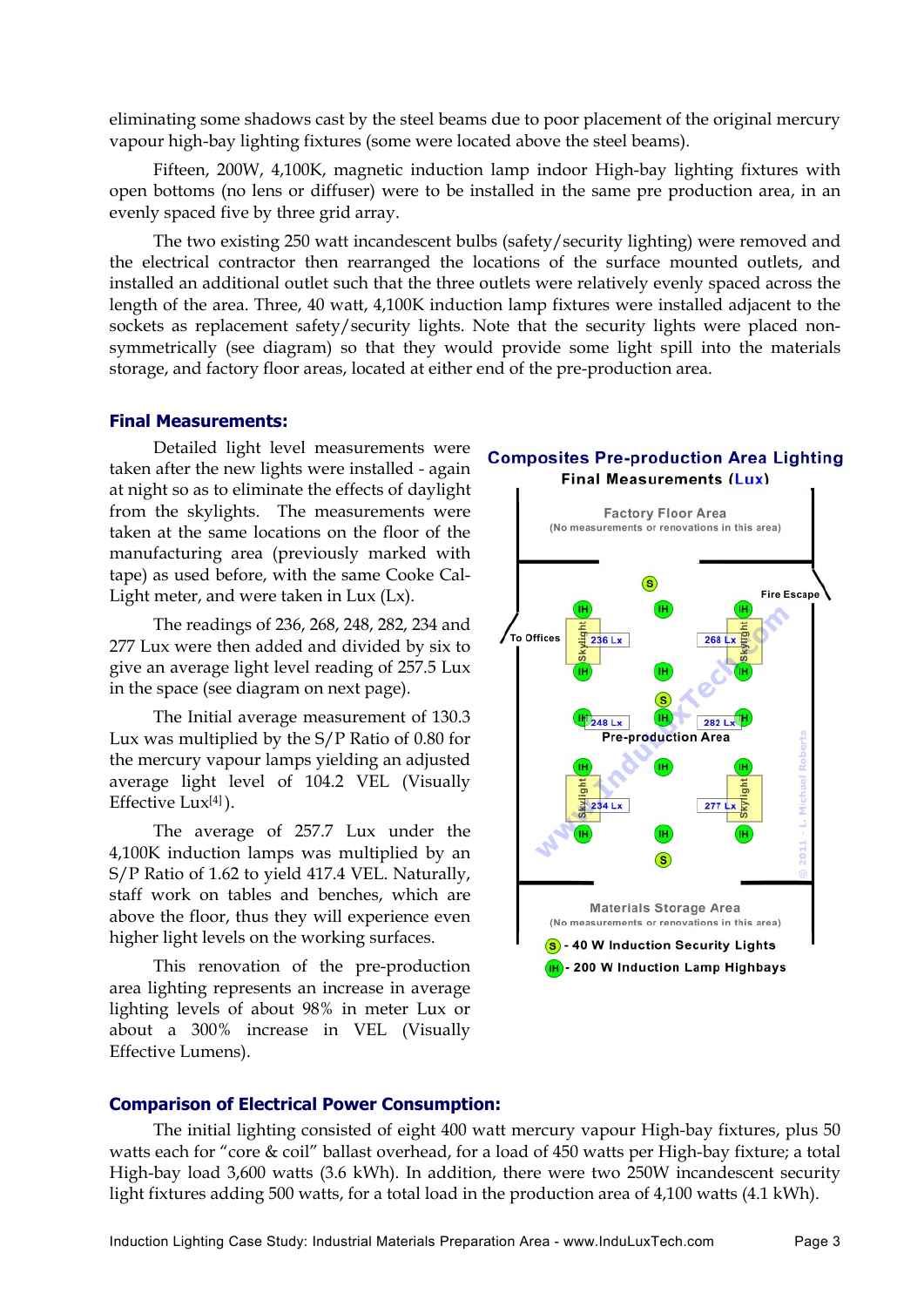eliminating some shadows cast by the steel beams due to poor placement of the original mercury vapour high-bay lighting fixtures (some were located above the steel beams).

Fifteen, 200W, 4,100K, magnetic induction lamp indoor High-bay lighting fixtures with open bottoms (no lens or diffuser) were to be installed in the same pre production area, in an evenly spaced five by three grid array.

The two existing 250 watt incandescent bulbs (safety/security lighting) were removed and the electrical contractor then rearranged the locations of the surface mounted outlets, and installed an additional outlet such that the three outlets were relatively evenly spaced across the length of the area. Three, 40 watt, 4,100K induction lamp fixtures were installed adjacent to the sockets as replacement safety/security lights. Note that the security lights were placed non-symmetrically (see diagram) so that they would provide some light spill into the materials storage, and factory floor areas, located at either end of the pre-production area.

### Final Measurements:

Detailed light level measurements were taken after the new lights were installed - again at night so as to eliminate the effects of daylight from the skylights. The measurements were taken at the same locations on the floor of the manufacturing area (previously marked with tape) as used before, with the same Cooke Cal-Light meter, and were taken in Lux (Lx).

The readings of 236, 268, 248, 282, 234 and 277 Lux were then added and divided by six to give an average light level reading of 257.5 Lux in the space (see diagram on next page).

The Initial average measurement of 130.3 Lux was multiplied by the S/P Ratio of 0.80 for the mercury vapour lamps yielding an adjusted average light level of 104.2 VEL (Visually Effective Lux[4]).

The average of 257.7 Lux under the 4,100K induction lamps was multiplied by an S/P Ratio of 1.62 to yield 417.4 VEL. Naturally, staff work on tables and benches, which are above the floor, thus they will experience even higher light levels on the working surfaces.

This renovation of the pre-production area lighting represents an increase in average lighting levels of about 98% in meter Lux or about a 300% increase in VEL (Visually Effective Lumens).

**Composites Pre-production Area Lighting**
**Final Measurements (Lux)**

Factory Floor Area
(No measurements or renovations in this area)

Fire Escape
To Offices
Skylight
236 Lx
268 Lx
248 Lx
282 Lx
Pre-production Area
234 Lx
277 Lx
© 2011 - L. Michael Roberts

Materials Storage Area
(No measurements or renovations in this area)

S - 40 W Induction Security Lights
IH - 200 W Induction Lamp Highbays

### Comparison of Electrical Power Consumption:

The initial lighting consisted of eight 400 watt mercury vapour High-bay fixtures, plus 50 watts each for "core & coil" ballast overhead, for a load of 450 watts per High-bay fixture; a total High-bay load 3,600 watts (3.6 kWh). In addition, there were two 250W incandescent security light fixtures adding 500 watts, for a total load in the production area of 4,100 watts (4.1 kWh).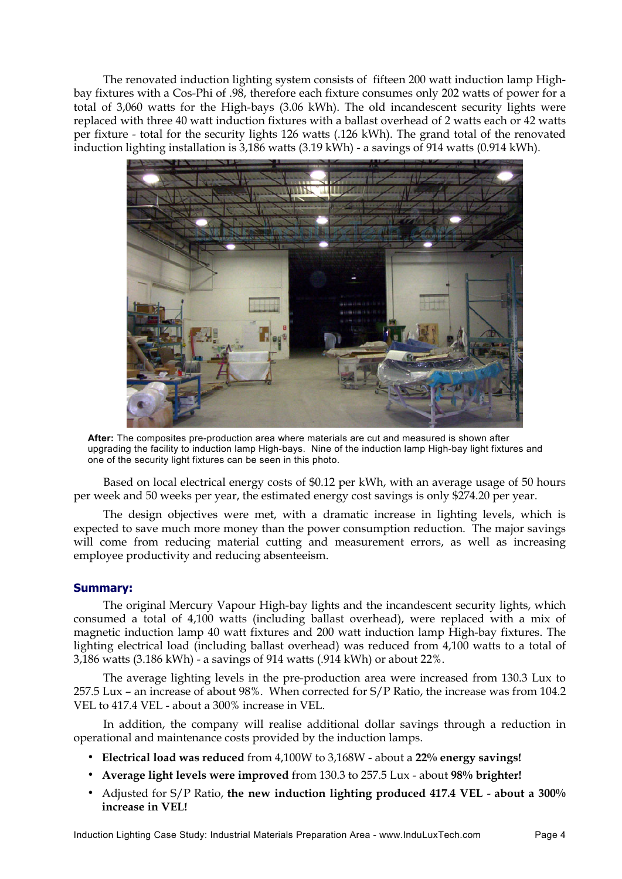The renovated induction lighting system consists of fifteen 200 watt induction lamp High-bay fixtures with a Cos-Phi of .98, therefore each fixture consumes only 202 watts of power for a total of 3,060 watts for the High-bays (3.06 kWh). The old incandescent security lights were replaced with three 40 watt induction fixtures with a ballast overhead of 2 watts each or 42 watts per fixture - total for the security lights 126 watts (.126 kWh). The grand total of the renovated induction lighting installation is 3,186 watts (3.19 kWh) - a savings of 914 watts (0.914 kWh).

**After:** The composites pre-production area where materials are cut and measured is shown after upgrading the facility to induction lamp High-bays. Nine of the induction lamp High-bay light fixtures and one of the security light fixtures can be seen in this photo.

Based on local electrical energy costs of $0.12 per kWh, with an average usage of 50 hours per week and 50 weeks per year, the estimated energy cost savings is only $274.20 per year.

The design objectives were met, with a dramatic increase in lighting levels, which is expected to save much more money than the power consumption reduction. The major savings will come from reducing material cutting and measurement errors, as well as increasing employee productivity and reducing absenteeism.

## Summary:

The original Mercury Vapour High-bay lights and the incandescent security lights, which consumed a total of 4,100 watts (including ballast overhead), were replaced with a mix of magnetic induction lamp 40 watt fixtures and 200 watt induction lamp High-bay fixtures. The lighting electrical load (including ballast overhead) was reduced from 4,100 watts to a total of 3,186 watts (3.186 kWh) - a savings of 914 watts (.914 kWh) or about 22%.

The average lighting levels in the pre-production area were increased from 130.3 Lux to 257.5 Lux – an increase of about 98%. When corrected for S/P Ratio, the increase was from 104.2 VEL to 417.4 VEL - about a 300% increase in VEL.

In addition, the company will realise additional dollar savings through a reduction in operational and maintenance costs provided by the induction lamps.

- **Electrical load was reduced** from 4,100W to 3,168W - about a **22% energy savings!**
- **Average light levels were improved** from 130.3 to 257.5 Lux - about **98% brighter!**
- Adjusted for S/P Ratio, **the new induction lighting produced 417.4 VEL - about a 300% increase in VEL!**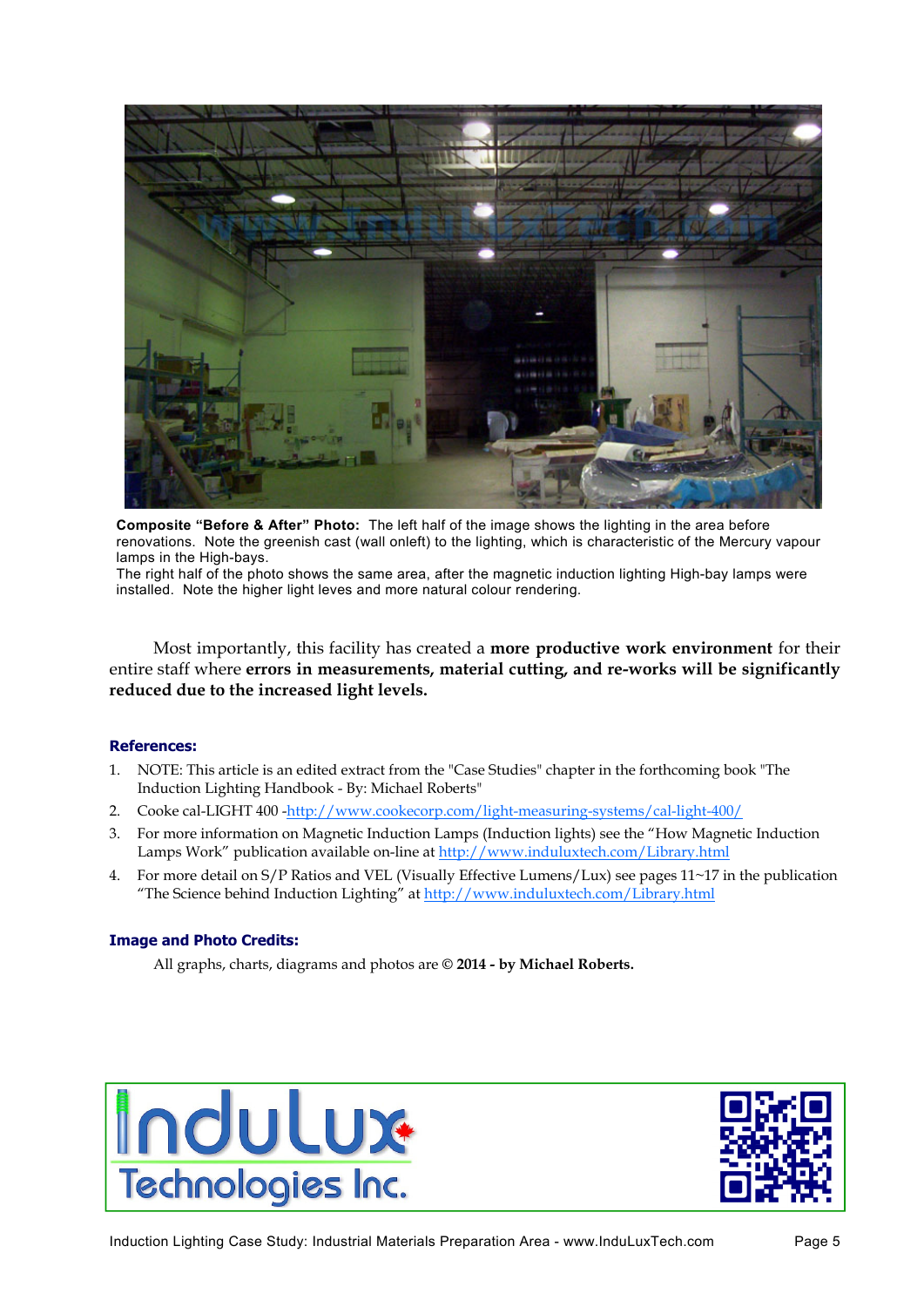**Composite "Before & After" Photo:** The left half of the image shows the lighting in the area before renovations. Note the greenish cast (wall onleft) to the lighting, which is characteristic of the Mercury vapour lamps in the High-bays.
The right half of the photo shows the same area, after the magnetic induction lighting High-bay lamps were installed. Note the higher light leves and more natural colour rendering.

Most importantly, this facility has created a **more productive work environment** for their entire staff where **errors in measurements, material cutting, and re-works will be significantly reduced due to the increased light levels.**

### References:

1. NOTE: This article is an edited extract from the "Case Studies" chapter in the forthcoming book "The Induction Lighting Handbook - By: Michael Roberts"
2. Cooke cal-LIGHT 400 -http://www.cookecorp.com/light-measuring-systems/cal-light-400/
3. For more information on Magnetic Induction Lamps (Induction lights) see the "How Magnetic Induction Lamps Work" publication available on-line at http://www.induluxtech.com/Library.html
4. For more detail on S/P Ratios and VEL (Visually Effective Lumens/Lux) see pages 11~17 in the publication "The Science behind Induction Lighting" at http://www.induluxtech.com/Library.html

### Image and Photo Credits:

All graphs, charts, diagrams and photos are **© 2014 - by Michael Roberts.**

InduLux Technologies Inc.